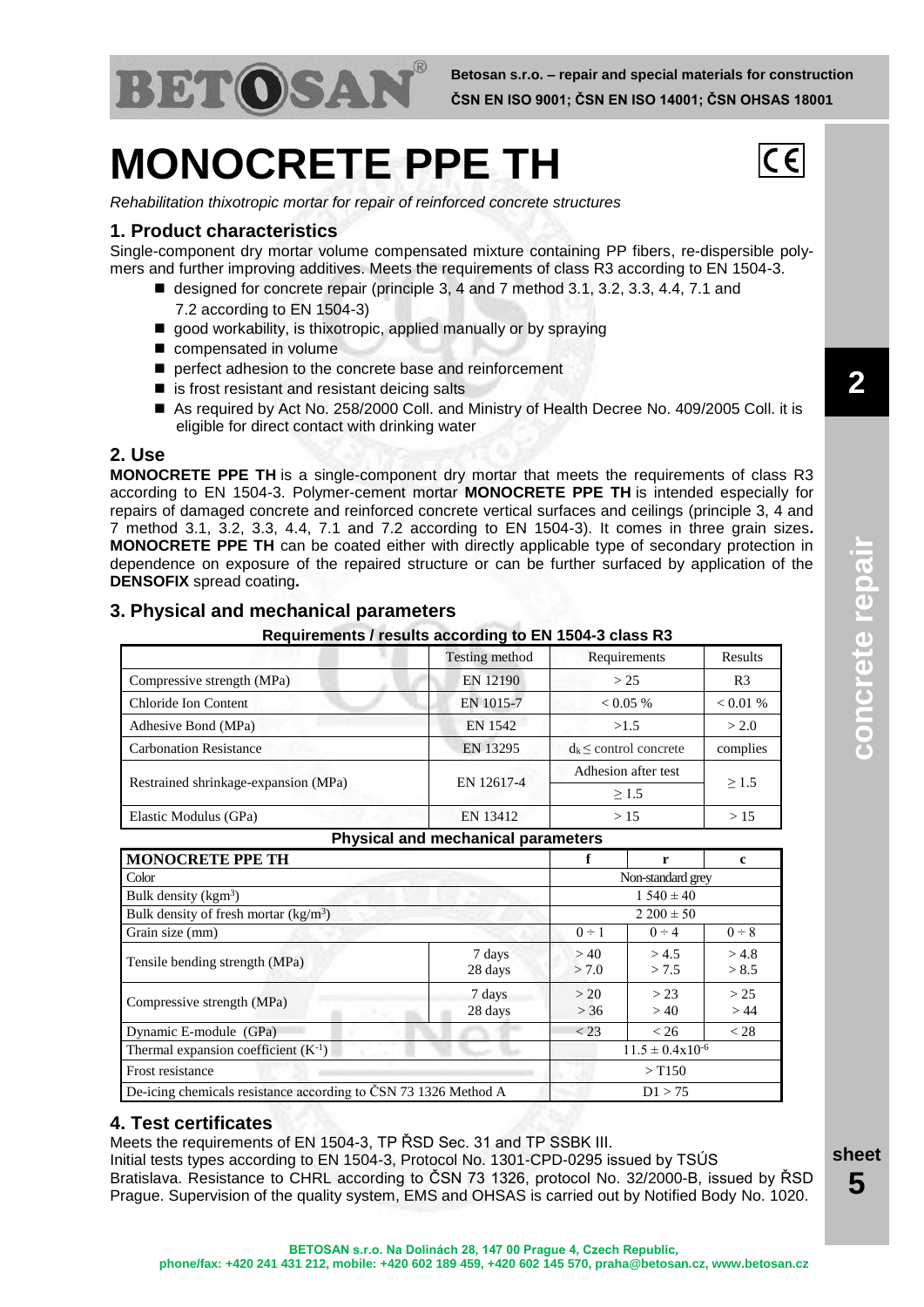# MONOCRETE PPE TH

*Rehabilitation thixotropic mortar for repair of reinforced concrete structures*

## 1. Product characteristics

Single-component dry mortar volume compensated mixture containing PP fibers, re-dispersible polymers and further improving additives. Meets the requirements of class R3 according to EN 1504-3.

- designed for concrete repair (principle 3, 4 and 7 method 3.1, 3.2, 3.3, 4.4, 7.1 and 7.2 according to EN 1504-3)
- good workability, is thixotropic, applied manually or by spraying
- compensated in volume
- perfect adhesion to the concrete base and reinforcement
- is frost resistant and resistant deicing salts
- As required by Act No. 258/2000 Coll. and Ministry of Health Decree No. 409/2005 Coll. it is eligible for direct contact with drinking water

## 2. Use

**MONOCRETE PPE TH** is a single-component dry mortar that meets the requirements of class R3 according to EN 1504-3. Polymer-cement mortar **MONOCRETE PPE TH** is intended especially for repairs of damaged concrete and reinforced concrete vertical surfaces and ceilings (principle 3, 4 and 7 method 3.1, 3.2, 3.3, 4.4, 7.1 and 7.2 according to EN 1504-3). It comes in three grain sizes**.** **MONOCRETE PPE TH** can be coated either with directly applicable type of secondary protection in dependence on exposure of the repaired structure or can be further surfaced by application of the **DENSOFIX** spread coating**.**

## 3. Physical and mechanical parameters

**Requirements / results according to EN 1504-3 class R3**

| | Testing method | Requirements | Results |
|---|---|---|---|
| Compressive strength (MPa) | EN 12190 | > 25 | R3 |
| Chloride Ion Content | EN 1015-7 | < 0.05 % | < 0.01 % |
| Adhesive Bond (MPa) | EN 1542 | >1.5 | > 2.0 |
| Carbonation Resistance | EN 13295 | $d_k \leq$ control concrete | complies |
| Restrained shrinkage-expansion (MPa) | EN 12617-4 | Adhesion after test ≥ 1.5 | ≥ 1.5 |
| Elastic Modulus (GPa) | EN 13412 | > 15 | > 15 |

**Physical and mechanical parameters**

| MONOCRETE PPE TH | | f | r | c |
|---|---|---|---|---|
| Color | | Non-standard grey | | |
| Bulk density (kgm$^3$) | | 1 540 ± 40 | | |
| Bulk density of fresh mortar (kg/m$^3$) | | 2 200 ± 50 | | |
| Grain size (mm) | | 0 ÷ 1 | 0 ÷ 4 | 0 ÷ 8 |
| Tensile bending strength (MPa) | 7 days | > 40 | > 4.5 | > 4.8 |
| | 28 days | > 7.0 | > 7.5 | > 8.5 |
| Compressive strength (MPa) | 7 days | > 20 | > 23 | > 25 |
| | 28 days | > 36 | > 40 | > 44 |
| Dynamic E-module (GPa) | | < 23 | < 26 | < 28 |
| Thermal expansion coefficient (K$^{-1}$) | | $11.5 \pm 0.4 \times 10^{-6}$ | | |
| Frost resistance | | > T150 | | |
| De-icing chemicals resistance according to ČSN 73 1326 Method A | | D1 > 75 | | |

## 4. Test certificates

Meets the requirements of EN 1504-3, TP ŘSD Sec. 31 and TP SSBK III.
Initial tests types according to EN 1504-3, Protocol No. 1301-CPD-0295 issued by TSÚS Bratislava. Resistance to CHRL according to ČSN 73 1326, protocol No. 32/2000-B, issued by ŘSD Prague. Supervision of the quality system, EMS and OHSAS is carried out by Notified Body No. 1020.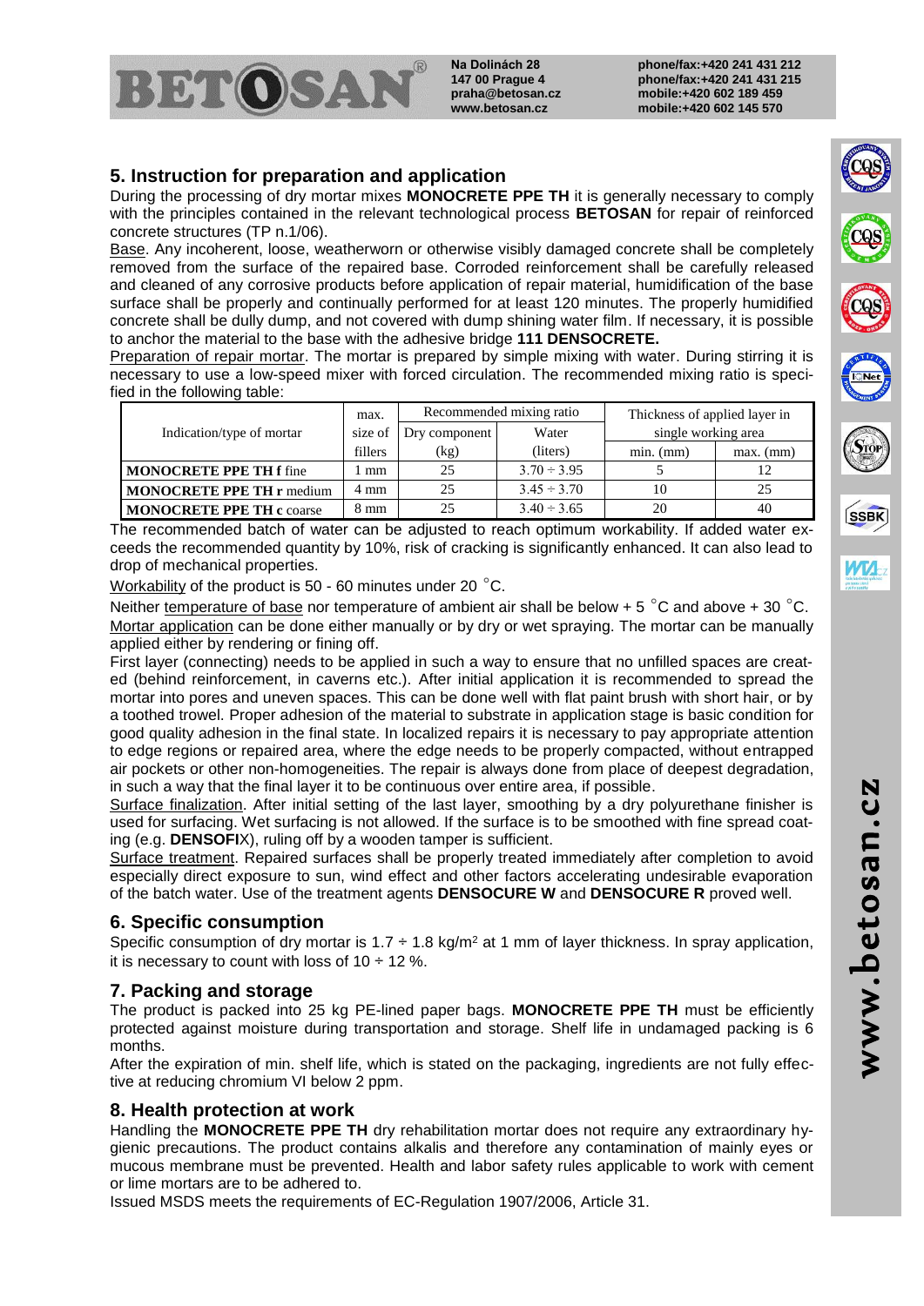## 5. Instruction for preparation and application

During the processing of dry mortar mixes **MONOCRETE PPE TH** it is generally necessary to comply with the principles contained in the relevant technological process **BETOSAN** for repair of reinforced concrete structures (TP n.1/06).

Base. Any incoherent, loose, weatherworn or otherwise visibly damaged concrete shall be completely removed from the surface of the repaired base. Corroded reinforcement shall be carefully released and cleaned of any corrosive products before application of repair material, humidification of the base surface shall be properly and continually performed for at least 120 minutes. The properly humidified concrete shall be dully dump, and not covered with dump shining water film. If necessary, it is possible to anchor the material to the base with the adhesive bridge **111 DENSOCRETE.**

Preparation of repair mortar. The mortar is prepared by simple mixing with water. During stirring it is necessary to use a low-speed mixer with forced circulation. The recommended mixing ratio is specified in the following table:

| Indication/type of mortar | max. size of fillers | Recommended mixing ratio | | Thickness of applied layer in single working area | |
|---|---|---|---|---|---|
| | | Dry component (kg) | Water (liters) | min. (mm) | max. (mm) |
| **MONOCRETE PPE TH f** fine | 1 mm | 25 | 3.70 ÷ 3.95 | 5 | 12 |
| **MONOCRETE PPE TH r** medium | 4 mm | 25 | 3.45 ÷ 3.70 | 10 | 25 |
| **MONOCRETE PPE TH c** coarse | 8 mm | 25 | 3.40 ÷ 3.65 | 20 | 40 |

The recommended batch of water can be adjusted to reach optimum workability. If added water exceeds the recommended quantity by 10%, risk of cracking is significantly enhanced. It can also lead to drop of mechanical properties.

Workability of the product is 50 - 60 minutes under 20 °C.

Neither temperature of base nor temperature of ambient air shall be below + 5 °C and above + 30 °C.

Mortar application can be done either manually or by dry or wet spraying. The mortar can be manually applied either by rendering or fining off.

First layer (connecting) needs to be applied in such a way to ensure that no unfilled spaces are created (behind reinforcement, in caverns etc.). After initial application it is recommended to spread the mortar into pores and uneven spaces. This can be done well with flat paint brush with short hair, or by a toothed trowel. Proper adhesion of the material to substrate in application stage is basic condition for good quality adhesion in the final state. In localized repairs it is necessary to pay appropriate attention to edge regions or repaired area, where the edge needs to be properly compacted, without entrapped air pockets or other non-homogeneities. The repair is always done from place of deepest degradation, in such a way that the final layer it is to be continuous over entire area, if possible.

Surface finalization. After initial setting of the last layer, smoothing by a dry polyurethane finisher is used for surfacing. Wet surfacing is not allowed. If the surface is to be smoothed with fine spread coating (e.g. **DENSOFI**X), ruling off by a wooden tamper is sufficient.

Surface treatment. Repaired surfaces shall be properly treated immediately after completion to avoid especially direct exposure to sun, wind effect and other factors accelerating undesirable evaporation of the batch water. Use of the treatment agents **DENSOCURE W** and **DENSOCURE R** proved well.

## 6. Specific consumption

Specific consumption of dry mortar is 1.7 ÷ 1.8 kg/m$^2$ at 1 mm of layer thickness. In spray application, it is necessary to count with loss of 10 ÷ 12 %.

## 7. Packing and storage

The product is packed into 25 kg PE-lined paper bags. **MONOCRETE PPE TH** must be efficiently protected against moisture during transportation and storage. Shelf life in undamaged packing is 6 months.

After the expiration of min. shelf life, which is stated on the packaging, ingredients are not fully effective at reducing chromium VI below 2 ppm.

## 8. Health protection at work

Handling the **MONOCRETE PPE TH** dry rehabilitation mortar does not require any extraordinary hygienic precautions. The product contains alkalis and therefore any contamination of mainly eyes or mucous membrane must be prevented. Health and labor safety rules applicable to work with cement or lime mortars are to be adhered to.

Issued MSDS meets the requirements of EC-Regulation 1907/2006, Article 31.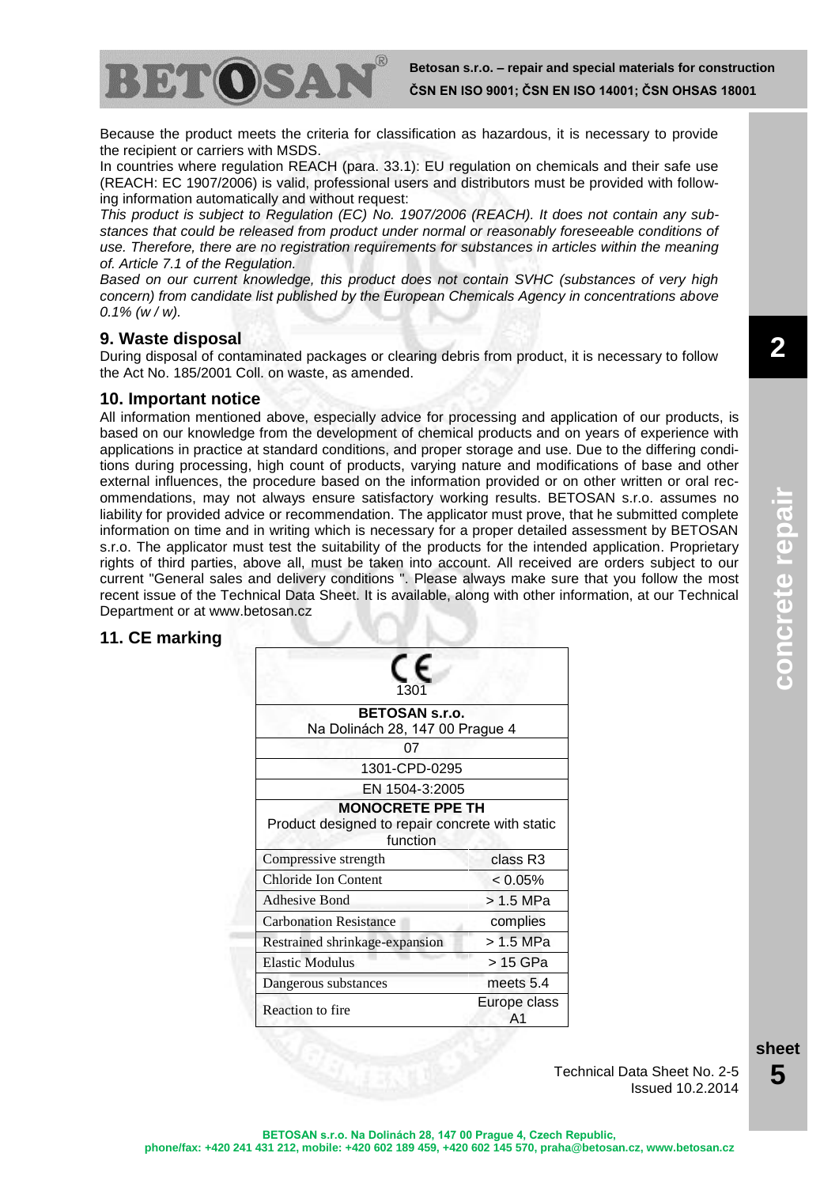Because the product meets the criteria for classification as hazardous, it is necessary to provide the recipient or carriers with MSDS.

In countries where regulation REACH (para. 33.1): EU regulation on chemicals and their safe use (REACH: EC 1907/2006) is valid, professional users and distributors must be provided with following information automatically and without request:

*This product is subject to Regulation (EC) No. 1907/2006 (REACH). It does not contain any substances that could be released from product under normal or reasonably foreseeable conditions of use. Therefore, there are no registration requirements for substances in articles within the meaning of. Article 7.1 of the Regulation.*

*Based on our current knowledge, this product does not contain SVHC (substances of very high concern) from candidate list published by the European Chemicals Agency in concentrations above 0.1% (w / w).*

## 9. Waste disposal

During disposal of contaminated packages or clearing debris from product, it is necessary to follow the Act No. 185/2001 Coll. on waste, as amended.

## 10. Important notice

All information mentioned above, especially advice for processing and application of our products, is based on our knowledge from the development of chemical products and on years of experience with applications in practice at standard conditions, and proper storage and use. Due to the differing conditions during processing, high count of products, varying nature and modifications of base and other external influences, the procedure based on the information provided or on other written or oral recommendations, may not always ensure satisfactory working results. BETOSAN s.r.o. assumes no liability for provided advice or recommendation. The applicator must prove, that he submitted complete information on time and in writing which is necessary for a proper detailed assessment by BETOSAN s.r.o. The applicator must test the suitability of the products for the intended application. Proprietary rights of third parties, above all, must be taken into account. All received are orders subject to our current "General sales and delivery conditions ". Please always make sure that you follow the most recent issue of the Technical Data Sheet. It is available, along with other information, at our Technical Department or at www.betosan.cz

## 11. CE marking

| | |
|---|---|
| CE 1301 | |
| **BETOSAN s.r.o.** Na Dolinách 28, 147 00 Prague 4 | |
| 07 | |
| 1301-CPD-0295 | |
| EN 1504-3:2005 | |
| **MONOCRETE PPE TH** Product designed to repair concrete with static function | |
| Compressive strength | class R3 |
| Chloride Ion Content | < 0.05% |
| Adhesive Bond | > 1.5 MPa |
| Carbonation Resistance | complies |
| Restrained shrinkage-expansion | > 1.5 MPa |
| Elastic Modulus | > 15 GPa |
| Dangerous substances | meets 5.4 |
| Reaction to fire | Europe class A1 |

Technical Data Sheet No. 2-5
Issued 10.2.2014